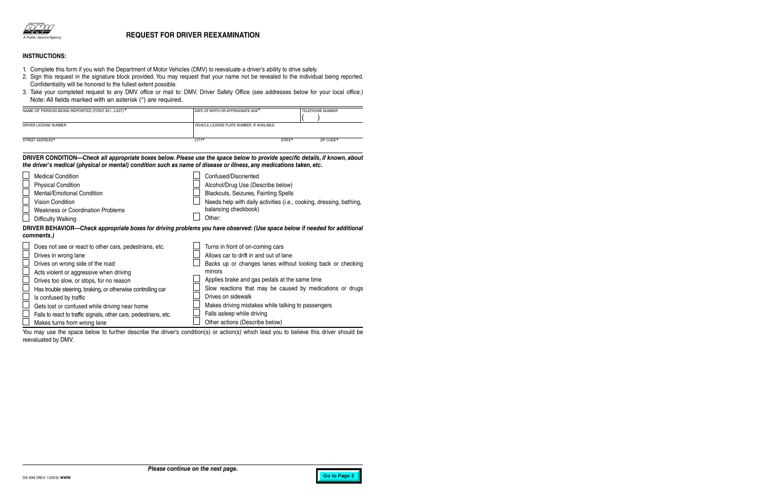STATE OF CALIFORNIA
DMV
A Public Service Agency

# REQUEST FOR DRIVER REEXAMINATION

**INSTRUCTIONS:**

1. Complete this form if you wish the Department of Motor Vehicles (DMV) to reevaluate a driver's ability to drive safely.
2. Sign this request in the signature block provided. You may request that your name not be revealed to the individual being reported. Confidentiality will be honored to the fullest extent possible.
3. Take your completed request to any DMV office or mail to: DMV, Driver Safety Office (see addresses below for your local office.)

Note: All fields marked with an asterisk (*) are required.

| NAME OF PERSON BEING REPORTED *(FIRST, M.I., LAST)** | DATE OF BIRTH OR APPROXIMATE AGE* | | TELEPHONE NUMBER ( ) |
|---|---|---|---|
| DRIVER LICENSE NUMBER | VEHICLE LICENSE PLATE NUMBER, IF AVAILABLE | | |
| STREET ADDRESS* | CITY* | STATE* | ZIP CODE* |

**DRIVER CONDITION—*Check all appropriate boxes below. Please use the space below to provide specific details, if known, about the driver's medical (physical or mental) condition such as name of disease or illness, any medications taken, etc.***

- ☐ Medical Condition
- ☐ Physical Condition
- ☐ Mental/Emotional Condition
- ☐ Vision Condition
- ☐ Weakness or Coordination Problems
- ☐ Difficulty Walking
- ☐ Confused/Disoriented
- ☐ Alcohol/Drug Use (Describe below)
- ☐ Blackouts, Seizures, Fainting Spells
- ☐ Needs help with daily activities (i.e., cooking, dressing, bathing, balancing checkbook)
- ☐ Other:

**DRIVER BEHAVIOR—*Check appropriate boxes for driving problems you have observed: (Use space below if needed for additional comments.)***

- ☐ Does not see or react to other cars, pedestrians, etc.
- ☐ Drives in wrong lane
- ☐ Drives on wrong side of the road
- ☐ Acts violent or aggressive when driving
- ☐ Drives too slow, or stops, for no reason
- ☐ Has trouble steering, braking, or otherwise controlling car
- ☐ Is confused by traffic
- ☐ Gets lost or confused while driving near home
- ☐ Fails to react to traffic signals, other cars, pedestrians, etc.
- ☐ Makes turns from wrong lane
- ☐ Turns in front of on-coming cars
- ☐ Allows car to drift in and out of lane
- ☐ Backs up or changes lanes without looking back or checking mirrors
- ☐ Applies brake and gas pedals at the same time
- ☐ Slow reactions that may be caused by medications or drugs
- ☐ Drives on sidewalk
- ☐ Makes driving mistakes while talking to passengers
- ☐ Falls asleep while driving
- ☐ Other actions (Describe below)

You may use the space below to further describe the driver's condition(s) or action(s) which lead you to believe this driver should be reevaluated by DMV.

***Please continue on the next page.***

DS 699 (REV. 1/2015) **WWW**

Go to Page 2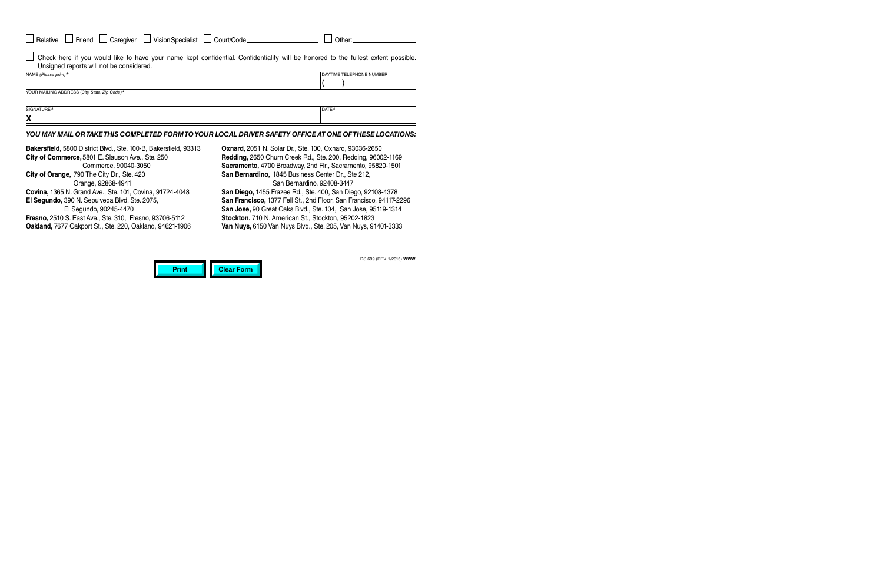☐ Relative ☐ Friend ☐ Caregiver ☐ Vision Specialist ☐ Court/Code ________________ ☐ Other: ________________

☐ Check here if you would like to have your name kept confidential. Confidentiality will be honored to the fullest extent possible. Unsigned reports will not be considered.

| NAME *(Please print)** | DAYTIME TELEPHONE NUMBER |
|---|---|
| | (      ) |

YOUR MAILING ADDRESS *(City, State, Zip Code)**

| SIGNATURE* | DATE* |
|---|---|
| **X** | |

***YOU MAY MAIL OR TAKE THIS COMPLETED FORM TO YOUR LOCAL DRIVER SAFETY OFFICE AT ONE OF THESE LOCATIONS:***

**Bakersfield,** 5800 District Blvd., Ste. 100-B, Bakersfield, 93313
**City of Commerce,** 5801 E. Slauson Ave., Ste. 250
Commerce, 90040-3050
**City of Orange,** 790 The City Dr., Ste. 420
Orange, 92868-4941
**Covina,** 1365 N. Grand Ave., Ste. 101, Covina, 91724-4048
**El Segundo,** 390 N. Sepulveda Blvd. Ste. 2075,
El Segundo, 90245-4470
**Fresno,** 2510 S. East Ave., Ste. 310, Fresno, 93706-5112
**Oakland,** 7677 Oakport St., Ste. 220, Oakland, 94621-1906
**Oxnard,** 2051 N. Solar Dr., Ste. 100, Oxnard, 93036-2650
**Redding,** 2650 Churn Creek Rd., Ste. 200, Redding, 96002-1169
**Sacramento,** 4700 Broadway, 2nd Flr., Sacramento, 95820-1501
**San Bernardino,** 1845 Business Center Dr., Ste 212,
San Bernardino, 92408-3447
**San Diego,** 1455 Frazee Rd., Ste. 400, San Diego, 92108-4378
**San Francisco,** 1377 Fell St., 2nd Floor, San Francisco, 94117-2296
**San Jose,** 90 Great Oaks Blvd., Ste. 104, San Jose, 95119-1314
**Stockton,** 710 N. American St., Stockton, 95202-1823
**Van Nuys,** 6150 Van Nuys Blvd., Ste. 205, Van Nuys, 91401-3333

DS 699 (REV. 1/2015) **WWW**

Print | Clear Form